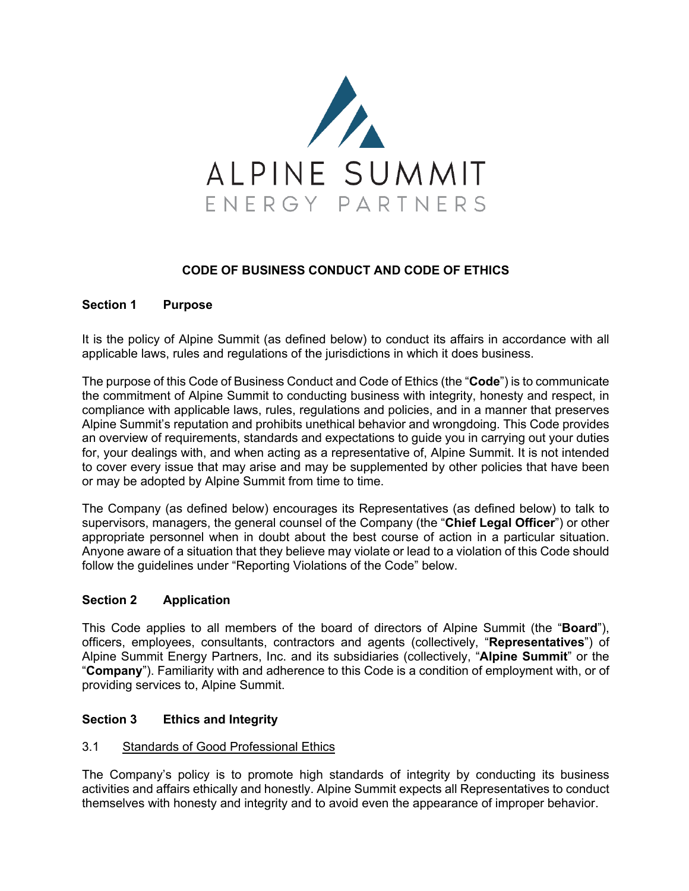ALPINE SUMMIT

ENERGY PARTNERS

# CODE OF BUSINESS CONDUCT AND CODE OF ETHICS

## Section 1 Purpose

It is the policy of Alpine Summit (as defined below) to conduct its affairs in accordance with all applicable laws, rules and regulations of the jurisdictions in which it does business.

The purpose of this Code of Business Conduct and Code of Ethics (the "**Code**") is to communicate the commitment of Alpine Summit to conducting business with integrity, honesty and respect, in compliance with applicable laws, rules, regulations and policies, and in a manner that preserves Alpine Summit's reputation and prohibits unethical behavior and wrongdoing. This Code provides an overview of requirements, standards and expectations to guide you in carrying out your duties for, your dealings with, and when acting as a representative of, Alpine Summit. It is not intended to cover every issue that may arise and may be supplemented by other policies that have been or may be adopted by Alpine Summit from time to time.

The Company (as defined below) encourages its Representatives (as defined below) to talk to supervisors, managers, the general counsel of the Company (the "**Chief Legal Officer**") or other appropriate personnel when in doubt about the best course of action in a particular situation. Anyone aware of a situation that they believe may violate or lead to a violation of this Code should follow the guidelines under "Reporting Violations of the Code" below.

## Section 2 Application

This Code applies to all members of the board of directors of Alpine Summit (the "**Board**"), officers, employees, consultants, contractors and agents (collectively, "**Representatives**") of Alpine Summit Energy Partners, Inc. and its subsidiaries (collectively, "**Alpine Summit**" or the "**Company**"). Familiarity with and adherence to this Code is a condition of employment with, or of providing services to, Alpine Summit.

## Section 3 Ethics and Integrity

### 3.1 Standards of Good Professional Ethics

The Company's policy is to promote high standards of integrity by conducting its business activities and affairs ethically and honestly. Alpine Summit expects all Representatives to conduct themselves with honesty and integrity and to avoid even the appearance of improper behavior.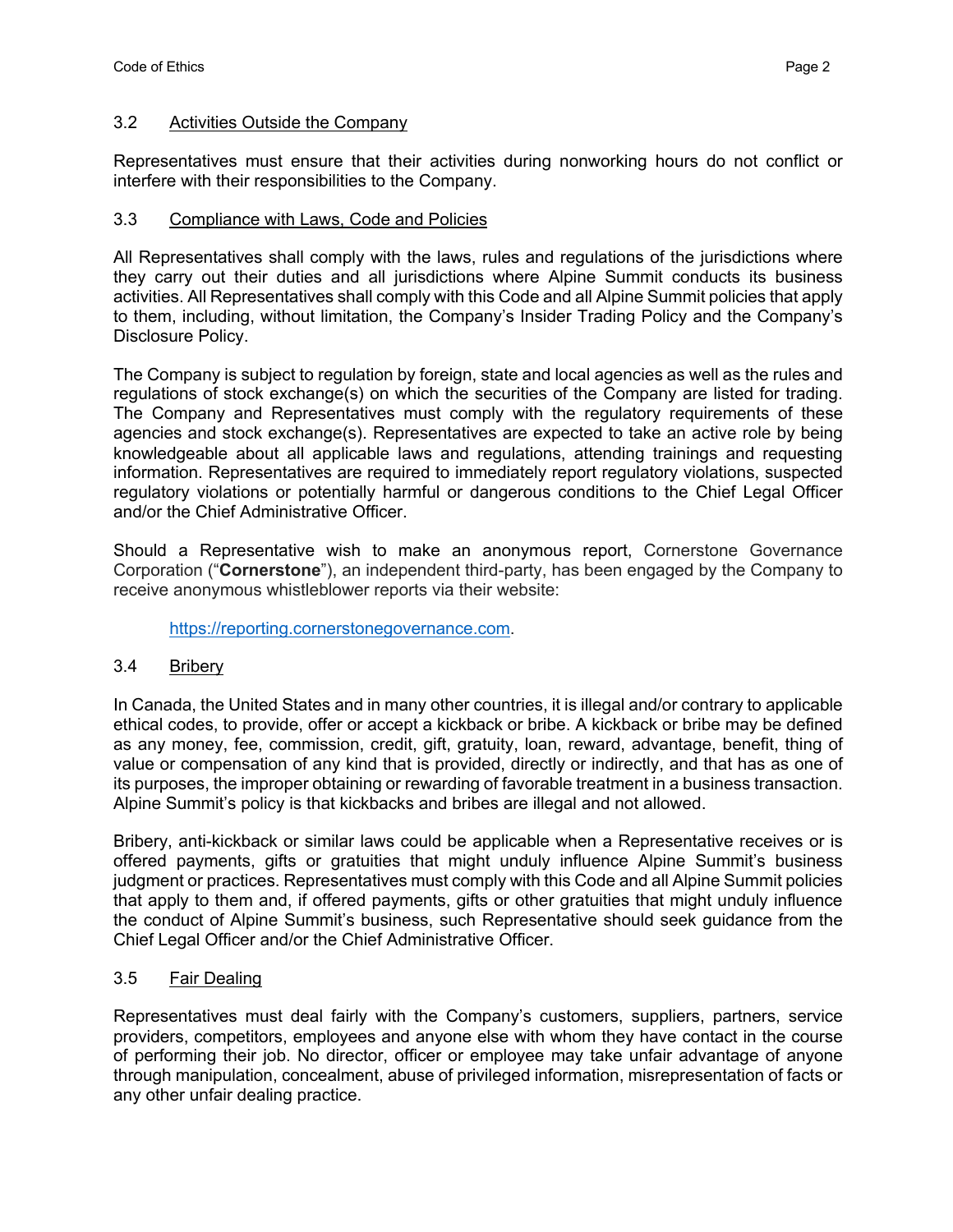### 3.2 Activities Outside the Company

Representatives must ensure that their activities during nonworking hours do not conflict or interfere with their responsibilities to the Company.

### 3.3 Compliance with Laws, Code and Policies

All Representatives shall comply with the laws, rules and regulations of the jurisdictions where they carry out their duties and all jurisdictions where Alpine Summit conducts its business activities. All Representatives shall comply with this Code and all Alpine Summit policies that apply to them, including, without limitation, the Company's Insider Trading Policy and the Company's Disclosure Policy.

The Company is subject to regulation by foreign, state and local agencies as well as the rules and regulations of stock exchange(s) on which the securities of the Company are listed for trading. The Company and Representatives must comply with the regulatory requirements of these agencies and stock exchange(s). Representatives are expected to take an active role by being knowledgeable about all applicable laws and regulations, attending trainings and requesting information. Representatives are required to immediately report regulatory violations, suspected regulatory violations or potentially harmful or dangerous conditions to the Chief Legal Officer and/or the Chief Administrative Officer.

Should a Representative wish to make an anonymous report, Cornerstone Governance Corporation ("**Cornerstone**"), an independent third-party, has been engaged by the Company to receive anonymous whistleblower reports via their website:

> https://reporting.cornerstonegovernance.com.

### 3.4 Bribery

In Canada, the United States and in many other countries, it is illegal and/or contrary to applicable ethical codes, to provide, offer or accept a kickback or bribe. A kickback or bribe may be defined as any money, fee, commission, credit, gift, gratuity, loan, reward, advantage, benefit, thing of value or compensation of any kind that is provided, directly or indirectly, and that has as one of its purposes, the improper obtaining or rewarding of favorable treatment in a business transaction. Alpine Summit's policy is that kickbacks and bribes are illegal and not allowed.

Bribery, anti-kickback or similar laws could be applicable when a Representative receives or is offered payments, gifts or gratuities that might unduly influence Alpine Summit's business judgment or practices. Representatives must comply with this Code and all Alpine Summit policies that apply to them and, if offered payments, gifts or other gratuities that might unduly influence the conduct of Alpine Summit's business, such Representative should seek guidance from the Chief Legal Officer and/or the Chief Administrative Officer.

### 3.5 Fair Dealing

Representatives must deal fairly with the Company's customers, suppliers, partners, service providers, competitors, employees and anyone else with whom they have contact in the course of performing their job. No director, officer or employee may take unfair advantage of anyone through manipulation, concealment, abuse of privileged information, misrepresentation of facts or any other unfair dealing practice.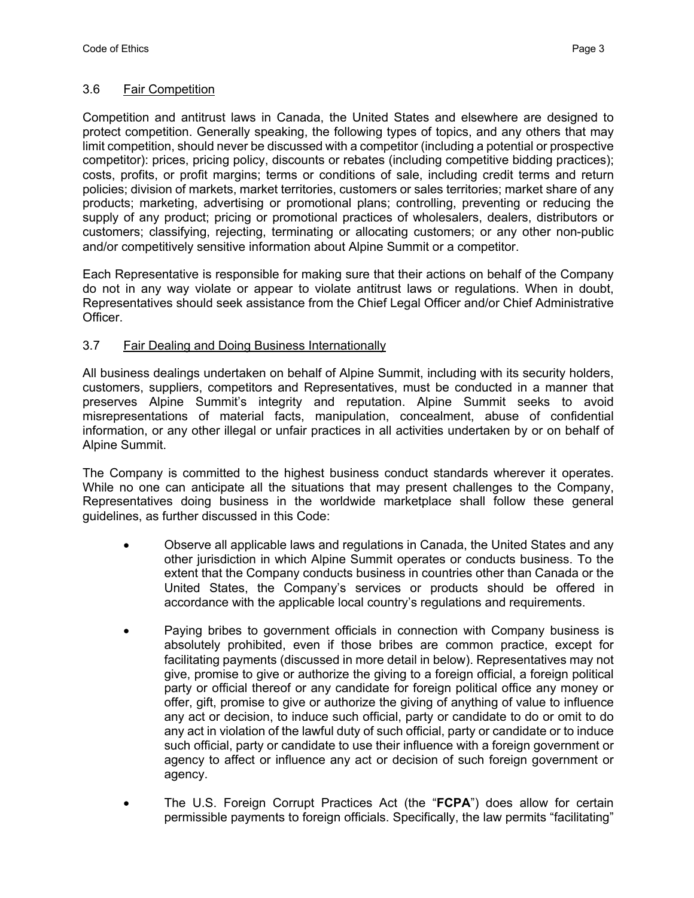### 3.6 Fair Competition

Competition and antitrust laws in Canada, the United States and elsewhere are designed to protect competition. Generally speaking, the following types of topics, and any others that may limit competition, should never be discussed with a competitor (including a potential or prospective competitor): prices, pricing policy, discounts or rebates (including competitive bidding practices); costs, profits, or profit margins; terms or conditions of sale, including credit terms and return policies; division of markets, market territories, customers or sales territories; market share of any products; marketing, advertising or promotional plans; controlling, preventing or reducing the supply of any product; pricing or promotional practices of wholesalers, dealers, distributors or customers; classifying, rejecting, terminating or allocating customers; or any other non-public and/or competitively sensitive information about Alpine Summit or a competitor.

Each Representative is responsible for making sure that their actions on behalf of the Company do not in any way violate or appear to violate antitrust laws or regulations. When in doubt, Representatives should seek assistance from the Chief Legal Officer and/or Chief Administrative Officer.

### 3.7 Fair Dealing and Doing Business Internationally

All business dealings undertaken on behalf of Alpine Summit, including with its security holders, customers, suppliers, competitors and Representatives, must be conducted in a manner that preserves Alpine Summit's integrity and reputation. Alpine Summit seeks to avoid misrepresentations of material facts, manipulation, concealment, abuse of confidential information, or any other illegal or unfair practices in all activities undertaken by or on behalf of Alpine Summit.

The Company is committed to the highest business conduct standards wherever it operates. While no one can anticipate all the situations that may present challenges to the Company, Representatives doing business in the worldwide marketplace shall follow these general guidelines, as further discussed in this Code:

- Observe all applicable laws and regulations in Canada, the United States and any other jurisdiction in which Alpine Summit operates or conducts business. To the extent that the Company conducts business in countries other than Canada or the United States, the Company's services or products should be offered in accordance with the applicable local country's regulations and requirements.

- Paying bribes to government officials in connection with Company business is absolutely prohibited, even if those bribes are common practice, except for facilitating payments (discussed in more detail in below). Representatives may not give, promise to give or authorize the giving to a foreign official, a foreign political party or official thereof or any candidate for foreign political office any money or offer, gift, promise to give or authorize the giving of anything of value to influence any act or decision, to induce such official, party or candidate to do or omit to do any act in violation of the lawful duty of such official, party or candidate or to induce such official, party or candidate to use their influence with a foreign government or agency to affect or influence any act or decision of such foreign government or agency.

- The U.S. Foreign Corrupt Practices Act (the "**FCPA**") does allow for certain permissible payments to foreign officials. Specifically, the law permits "facilitating"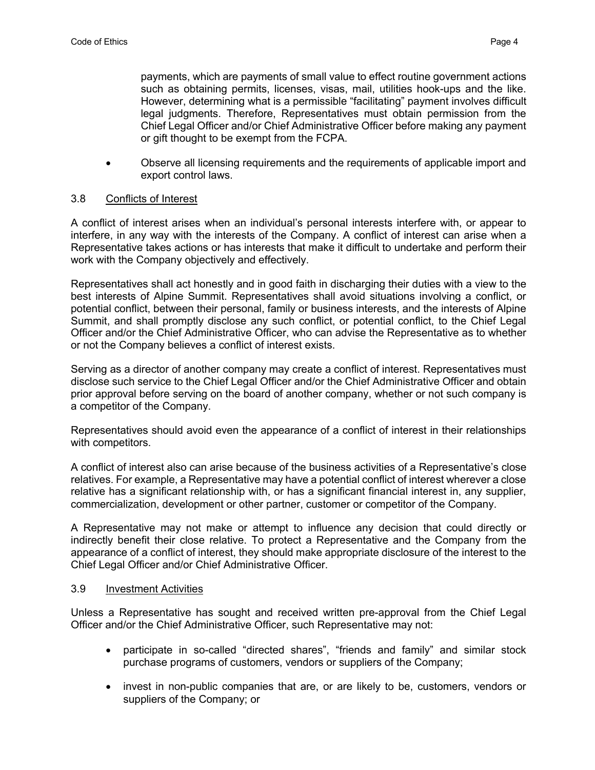payments, which are payments of small value to effect routine government actions such as obtaining permits, licenses, visas, mail, utilities hook-ups and the like. However, determining what is a permissible "facilitating" payment involves difficult legal judgments. Therefore, Representatives must obtain permission from the Chief Legal Officer and/or Chief Administrative Officer before making any payment or gift thought to be exempt from the FCPA.

- Observe all licensing requirements and the requirements of applicable import and export control laws.

### 3.8 Conflicts of Interest

A conflict of interest arises when an individual's personal interests interfere with, or appear to interfere, in any way with the interests of the Company. A conflict of interest can arise when a Representative takes actions or has interests that make it difficult to undertake and perform their work with the Company objectively and effectively.

Representatives shall act honestly and in good faith in discharging their duties with a view to the best interests of Alpine Summit. Representatives shall avoid situations involving a conflict, or potential conflict, between their personal, family or business interests, and the interests of Alpine Summit, and shall promptly disclose any such conflict, or potential conflict, to the Chief Legal Officer and/or the Chief Administrative Officer, who can advise the Representative as to whether or not the Company believes a conflict of interest exists.

Serving as a director of another company may create a conflict of interest. Representatives must disclose such service to the Chief Legal Officer and/or the Chief Administrative Officer and obtain prior approval before serving on the board of another company, whether or not such company is a competitor of the Company.

Representatives should avoid even the appearance of a conflict of interest in their relationships with competitors.

A conflict of interest also can arise because of the business activities of a Representative's close relatives. For example, a Representative may have a potential conflict of interest wherever a close relative has a significant relationship with, or has a significant financial interest in, any supplier, commercialization, development or other partner, customer or competitor of the Company.

A Representative may not make or attempt to influence any decision that could directly or indirectly benefit their close relative. To protect a Representative and the Company from the appearance of a conflict of interest, they should make appropriate disclosure of the interest to the Chief Legal Officer and/or Chief Administrative Officer.

### 3.9 Investment Activities

Unless a Representative has sought and received written pre-approval from the Chief Legal Officer and/or the Chief Administrative Officer, such Representative may not:

- participate in so-called "directed shares", "friends and family" and similar stock purchase programs of customers, vendors or suppliers of the Company;
- invest in non-public companies that are, or are likely to be, customers, vendors or suppliers of the Company; or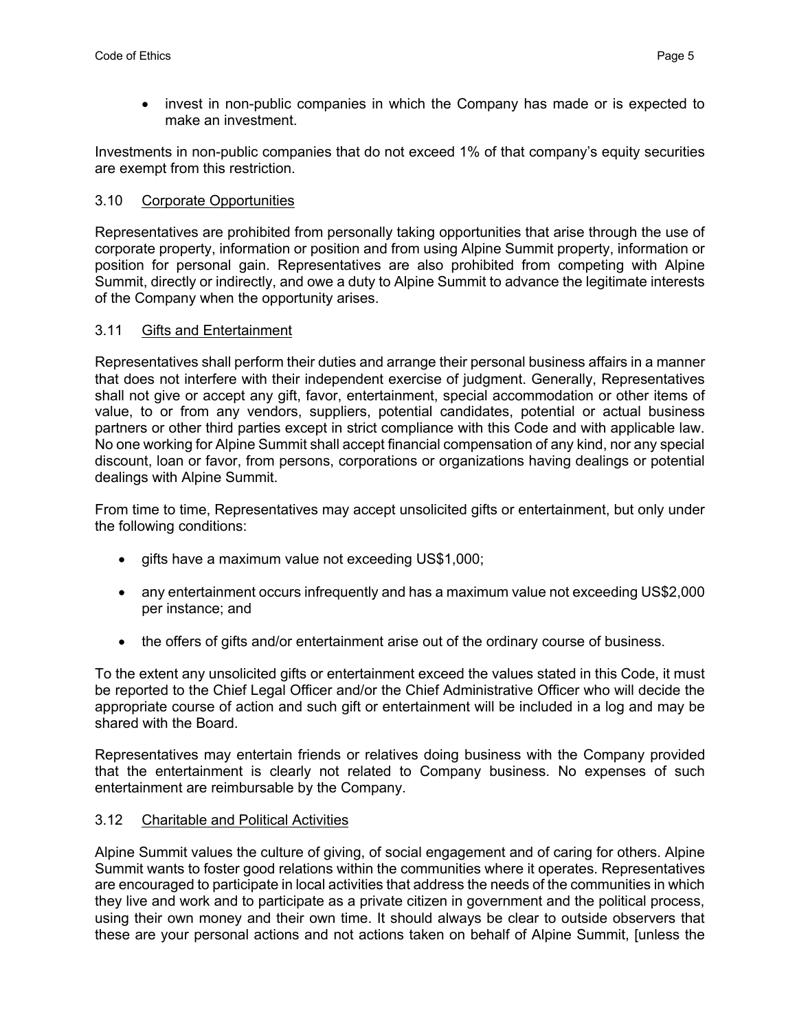- invest in non-public companies in which the Company has made or is expected to make an investment.

Investments in non-public companies that do not exceed 1% of that company's equity securities are exempt from this restriction.

### 3.10 Corporate Opportunities

Representatives are prohibited from personally taking opportunities that arise through the use of corporate property, information or position and from using Alpine Summit property, information or position for personal gain. Representatives are also prohibited from competing with Alpine Summit, directly or indirectly, and owe a duty to Alpine Summit to advance the legitimate interests of the Company when the opportunity arises.

### 3.11 Gifts and Entertainment

Representatives shall perform their duties and arrange their personal business affairs in a manner that does not interfere with their independent exercise of judgment. Generally, Representatives shall not give or accept any gift, favor, entertainment, special accommodation or other items of value, to or from any vendors, suppliers, potential candidates, potential or actual business partners or other third parties except in strict compliance with this Code and with applicable law. No one working for Alpine Summit shall accept financial compensation of any kind, nor any special discount, loan or favor, from persons, corporations or organizations having dealings or potential dealings with Alpine Summit.

From time to time, Representatives may accept unsolicited gifts or entertainment, but only under the following conditions:

- gifts have a maximum value not exceeding US$1,000;
- any entertainment occurs infrequently and has a maximum value not exceeding US$2,000 per instance; and
- the offers of gifts and/or entertainment arise out of the ordinary course of business.

To the extent any unsolicited gifts or entertainment exceed the values stated in this Code, it must be reported to the Chief Legal Officer and/or the Chief Administrative Officer who will decide the appropriate course of action and such gift or entertainment will be included in a log and may be shared with the Board.

Representatives may entertain friends or relatives doing business with the Company provided that the entertainment is clearly not related to Company business. No expenses of such entertainment are reimbursable by the Company.

### 3.12 Charitable and Political Activities

Alpine Summit values the culture of giving, of social engagement and of caring for others. Alpine Summit wants to foster good relations within the communities where it operates. Representatives are encouraged to participate in local activities that address the needs of the communities in which they live and work and to participate as a private citizen in government and the political process, using their own money and their own time. It should always be clear to outside observers that these are your personal actions and not actions taken on behalf of Alpine Summit, [unless the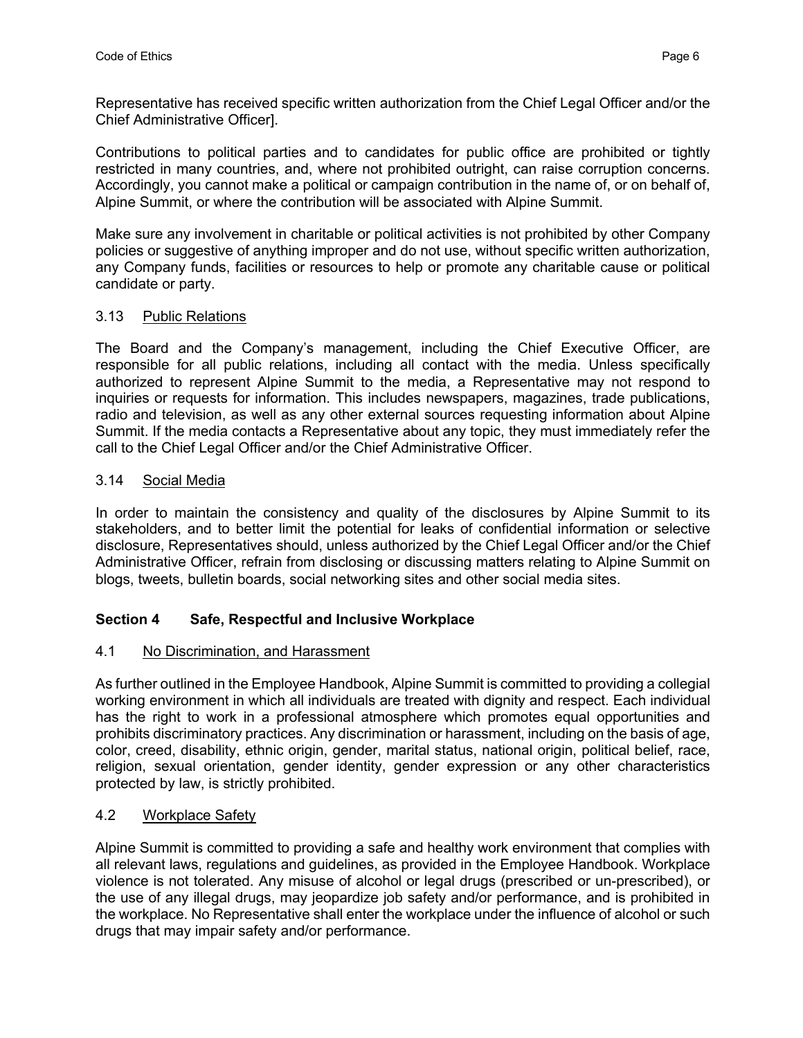Representative has received specific written authorization from the Chief Legal Officer and/or the Chief Administrative Officer].

Contributions to political parties and to candidates for public office are prohibited or tightly restricted in many countries, and, where not prohibited outright, can raise corruption concerns. Accordingly, you cannot make a political or campaign contribution in the name of, or on behalf of, Alpine Summit, or where the contribution will be associated with Alpine Summit.

Make sure any involvement in charitable or political activities is not prohibited by other Company policies or suggestive of anything improper and do not use, without specific written authorization, any Company funds, facilities or resources to help or promote any charitable cause or political candidate or party.

### 3.13 Public Relations

The Board and the Company's management, including the Chief Executive Officer, are responsible for all public relations, including all contact with the media. Unless specifically authorized to represent Alpine Summit to the media, a Representative may not respond to inquiries or requests for information. This includes newspapers, magazines, trade publications, radio and television, as well as any other external sources requesting information about Alpine Summit. If the media contacts a Representative about any topic, they must immediately refer the call to the Chief Legal Officer and/or the Chief Administrative Officer.

### 3.14 Social Media

In order to maintain the consistency and quality of the disclosures by Alpine Summit to its stakeholders, and to better limit the potential for leaks of confidential information or selective disclosure, Representatives should, unless authorized by the Chief Legal Officer and/or the Chief Administrative Officer, refrain from disclosing or discussing matters relating to Alpine Summit on blogs, tweets, bulletin boards, social networking sites and other social media sites.

## Section 4 Safe, Respectful and Inclusive Workplace

### 4.1 No Discrimination, and Harassment

As further outlined in the Employee Handbook, Alpine Summit is committed to providing a collegial working environment in which all individuals are treated with dignity and respect. Each individual has the right to work in a professional atmosphere which promotes equal opportunities and prohibits discriminatory practices. Any discrimination or harassment, including on the basis of age, color, creed, disability, ethnic origin, gender, marital status, national origin, political belief, race, religion, sexual orientation, gender identity, gender expression or any other characteristics protected by law, is strictly prohibited.

### 4.2 Workplace Safety

Alpine Summit is committed to providing a safe and healthy work environment that complies with all relevant laws, regulations and guidelines, as provided in the Employee Handbook. Workplace violence is not tolerated. Any misuse of alcohol or legal drugs (prescribed or un-prescribed), or the use of any illegal drugs, may jeopardize job safety and/or performance, and is prohibited in the workplace. No Representative shall enter the workplace under the influence of alcohol or such drugs that may impair safety and/or performance.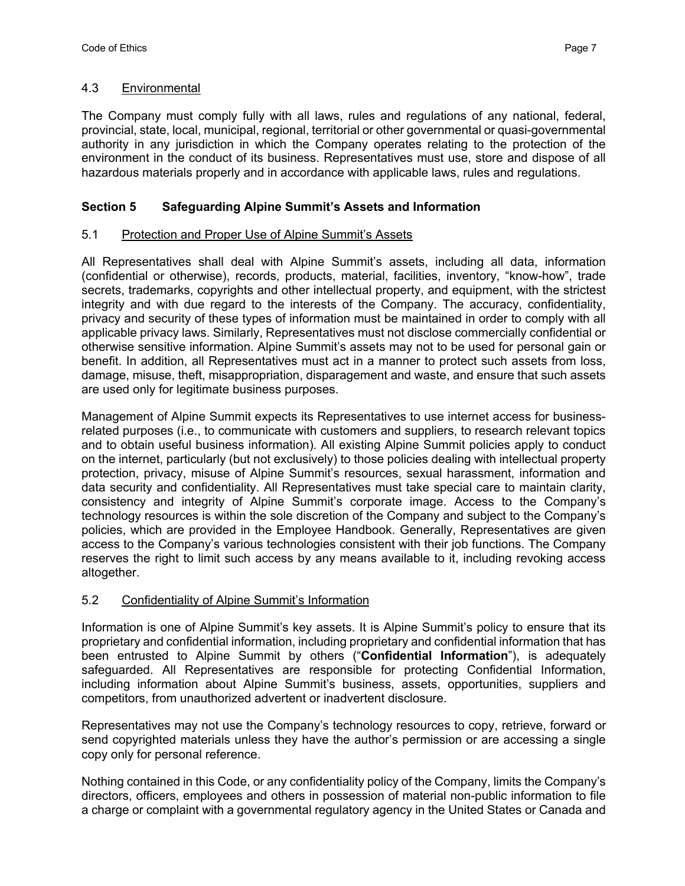### 4.3 Environmental

The Company must comply fully with all laws, rules and regulations of any national, federal, provincial, state, local, municipal, regional, territorial or other governmental or quasi-governmental authority in any jurisdiction in which the Company operates relating to the protection of the environment in the conduct of its business. Representatives must use, store and dispose of all hazardous materials properly and in accordance with applicable laws, rules and regulations.

## Section 5 Safeguarding Alpine Summit's Assets and Information

### 5.1 Protection and Proper Use of Alpine Summit's Assets

All Representatives shall deal with Alpine Summit's assets, including all data, information (confidential or otherwise), records, products, material, facilities, inventory, "know-how", trade secrets, trademarks, copyrights and other intellectual property, and equipment, with the strictest integrity and with due regard to the interests of the Company. The accuracy, confidentiality, privacy and security of these types of information must be maintained in order to comply with all applicable privacy laws. Similarly, Representatives must not disclose commercially confidential or otherwise sensitive information. Alpine Summit's assets may not to be used for personal gain or benefit. In addition, all Representatives must act in a manner to protect such assets from loss, damage, misuse, theft, misappropriation, disparagement and waste, and ensure that such assets are used only for legitimate business purposes.

Management of Alpine Summit expects its Representatives to use internet access for business-related purposes (i.e., to communicate with customers and suppliers, to research relevant topics and to obtain useful business information). All existing Alpine Summit policies apply to conduct on the internet, particularly (but not exclusively) to those policies dealing with intellectual property protection, privacy, misuse of Alpine Summit's resources, sexual harassment, information and data security and confidentiality. All Representatives must take special care to maintain clarity, consistency and integrity of Alpine Summit's corporate image. Access to the Company's technology resources is within the sole discretion of the Company and subject to the Company's policies, which are provided in the Employee Handbook. Generally, Representatives are given access to the Company's various technologies consistent with their job functions. The Company reserves the right to limit such access by any means available to it, including revoking access altogether.

### 5.2 Confidentiality of Alpine Summit's Information

Information is one of Alpine Summit's key assets. It is Alpine Summit's policy to ensure that its proprietary and confidential information, including proprietary and confidential information that has been entrusted to Alpine Summit by others ("**Confidential Information**"), is adequately safeguarded. All Representatives are responsible for protecting Confidential Information, including information about Alpine Summit's business, assets, opportunities, suppliers and competitors, from unauthorized advertent or inadvertent disclosure.

Representatives may not use the Company's technology resources to copy, retrieve, forward or send copyrighted materials unless they have the author's permission or are accessing a single copy only for personal reference.

Nothing contained in this Code, or any confidentiality policy of the Company, limits the Company's directors, officers, employees and others in possession of material non-public information to file a charge or complaint with a governmental regulatory agency in the United States or Canada and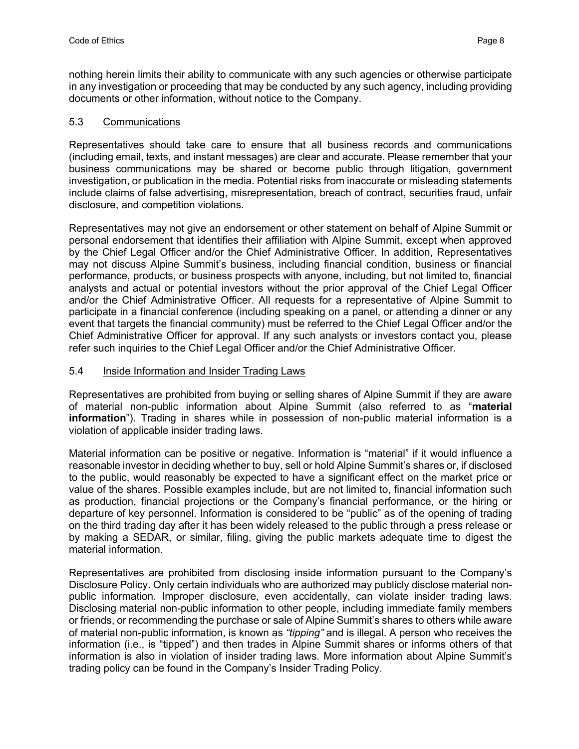nothing herein limits their ability to communicate with any such agencies or otherwise participate in any investigation or proceeding that may be conducted by any such agency, including providing documents or other information, without notice to the Company.

### 5.3 Communications

Representatives should take care to ensure that all business records and communications (including email, texts, and instant messages) are clear and accurate. Please remember that your business communications may be shared or become public through litigation, government investigation, or publication in the media. Potential risks from inaccurate or misleading statements include claims of false advertising, misrepresentation, breach of contract, securities fraud, unfair disclosure, and competition violations.

Representatives may not give an endorsement or other statement on behalf of Alpine Summit or personal endorsement that identifies their affiliation with Alpine Summit, except when approved by the Chief Legal Officer and/or the Chief Administrative Officer. In addition, Representatives may not discuss Alpine Summit's business, including financial condition, business or financial performance, products, or business prospects with anyone, including, but not limited to, financial analysts and actual or potential investors without the prior approval of the Chief Legal Officer and/or the Chief Administrative Officer. All requests for a representative of Alpine Summit to participate in a financial conference (including speaking on a panel, or attending a dinner or any event that targets the financial community) must be referred to the Chief Legal Officer and/or the Chief Administrative Officer for approval. If any such analysts or investors contact you, please refer such inquiries to the Chief Legal Officer and/or the Chief Administrative Officer.

### 5.4 Inside Information and Insider Trading Laws

Representatives are prohibited from buying or selling shares of Alpine Summit if they are aware of material non-public information about Alpine Summit (also referred to as "**material information**"). Trading in shares while in possession of non-public material information is a violation of applicable insider trading laws.

Material information can be positive or negative. Information is "material" if it would influence a reasonable investor in deciding whether to buy, sell or hold Alpine Summit's shares or, if disclosed to the public, would reasonably be expected to have a significant effect on the market price or value of the shares. Possible examples include, but are not limited to, financial information such as production, financial projections or the Company's financial performance, or the hiring or departure of key personnel. Information is considered to be "public" as of the opening of trading on the third trading day after it has been widely released to the public through a press release or by making a SEDAR, or similar, filing, giving the public markets adequate time to digest the material information.

Representatives are prohibited from disclosing inside information pursuant to the Company's Disclosure Policy. Only certain individuals who are authorized may publicly disclose material non-public information. Improper disclosure, even accidentally, can violate insider trading laws. Disclosing material non-public information to other people, including immediate family members or friends, or recommending the purchase or sale of Alpine Summit's shares to others while aware of material non-public information, is known as *"tipping"* and is illegal. A person who receives the information (i.e., is "tipped") and then trades in Alpine Summit shares or informs others of that information is also in violation of insider trading laws. More information about Alpine Summit's trading policy can be found in the Company's Insider Trading Policy.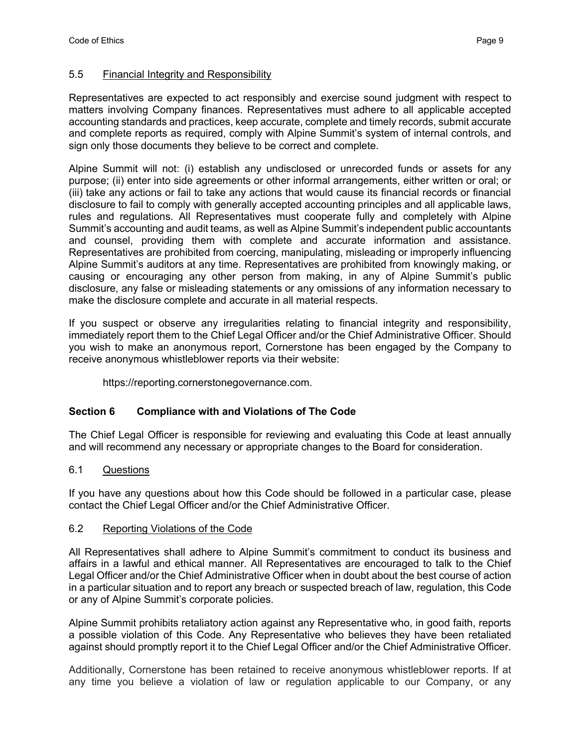### 5.5 Financial Integrity and Responsibility

Representatives are expected to act responsibly and exercise sound judgment with respect to matters involving Company finances. Representatives must adhere to all applicable accepted accounting standards and practices, keep accurate, complete and timely records, submit accurate and complete reports as required, comply with Alpine Summit's system of internal controls, and sign only those documents they believe to be correct and complete.

Alpine Summit will not: (i) establish any undisclosed or unrecorded funds or assets for any purpose; (ii) enter into side agreements or other informal arrangements, either written or oral; or (iii) take any actions or fail to take any actions that would cause its financial records or financial disclosure to fail to comply with generally accepted accounting principles and all applicable laws, rules and regulations. All Representatives must cooperate fully and completely with Alpine Summit's accounting and audit teams, as well as Alpine Summit's independent public accountants and counsel, providing them with complete and accurate information and assistance. Representatives are prohibited from coercing, manipulating, misleading or improperly influencing Alpine Summit's auditors at any time. Representatives are prohibited from knowingly making, or causing or encouraging any other person from making, in any of Alpine Summit's public disclosure, any false or misleading statements or any omissions of any information necessary to make the disclosure complete and accurate in all material respects.

If you suspect or observe any irregularities relating to financial integrity and responsibility, immediately report them to the Chief Legal Officer and/or the Chief Administrative Officer. Should you wish to make an anonymous report, Cornerstone has been engaged by the Company to receive anonymous whistleblower reports via their website:

https://reporting.cornerstonegovernance.com.

## Section 6 Compliance with and Violations of The Code

The Chief Legal Officer is responsible for reviewing and evaluating this Code at least annually and will recommend any necessary or appropriate changes to the Board for consideration.

### 6.1 Questions

If you have any questions about how this Code should be followed in a particular case, please contact the Chief Legal Officer and/or the Chief Administrative Officer.

### 6.2 Reporting Violations of the Code

All Representatives shall adhere to Alpine Summit's commitment to conduct its business and affairs in a lawful and ethical manner. All Representatives are encouraged to talk to the Chief Legal Officer and/or the Chief Administrative Officer when in doubt about the best course of action in a particular situation and to report any breach or suspected breach of law, regulation, this Code or any of Alpine Summit's corporate policies.

Alpine Summit prohibits retaliatory action against any Representative who, in good faith, reports a possible violation of this Code. Any Representative who believes they have been retaliated against should promptly report it to the Chief Legal Officer and/or the Chief Administrative Officer.

Additionally, Cornerstone has been retained to receive anonymous whistleblower reports. If at any time you believe a violation of law or regulation applicable to our Company, or any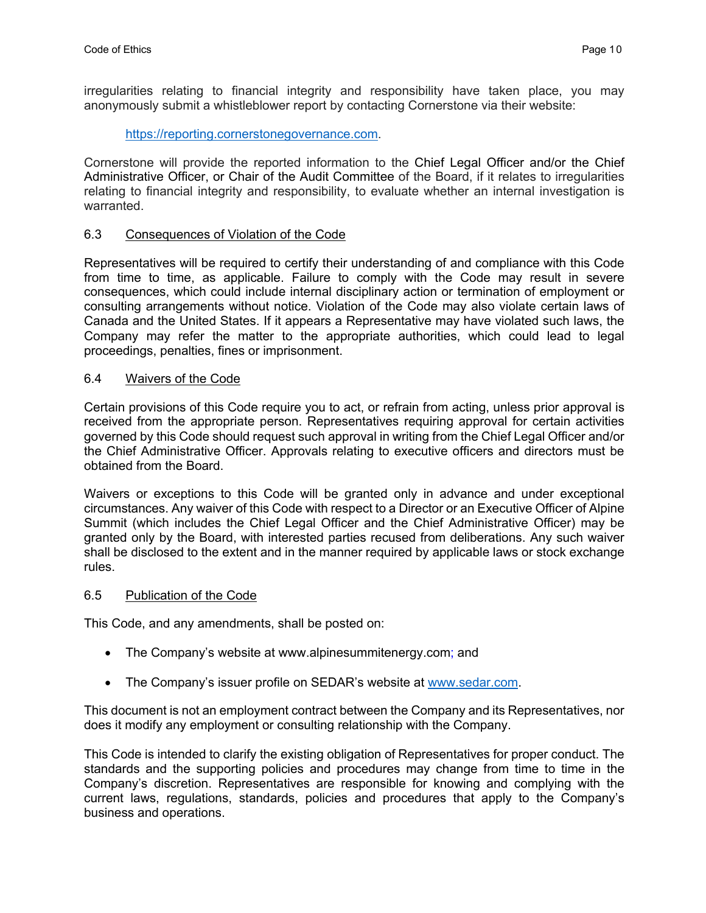irregularities relating to financial integrity and responsibility have taken place, you may anonymously submit a whistleblower report by contacting Cornerstone via their website:

> https://reporting.cornerstonegovernance.com.

Cornerstone will provide the reported information to the Chief Legal Officer and/or the Chief Administrative Officer, or Chair of the Audit Committee of the Board, if it relates to irregularities relating to financial integrity and responsibility, to evaluate whether an internal investigation is warranted.

### 6.3 Consequences of Violation of the Code

Representatives will be required to certify their understanding of and compliance with this Code from time to time, as applicable. Failure to comply with the Code may result in severe consequences, which could include internal disciplinary action or termination of employment or consulting arrangements without notice. Violation of the Code may also violate certain laws of Canada and the United States. If it appears a Representative may have violated such laws, the Company may refer the matter to the appropriate authorities, which could lead to legal proceedings, penalties, fines or imprisonment.

### 6.4 Waivers of the Code

Certain provisions of this Code require you to act, or refrain from acting, unless prior approval is received from the appropriate person. Representatives requiring approval for certain activities governed by this Code should request such approval in writing from the Chief Legal Officer and/or the Chief Administrative Officer. Approvals relating to executive officers and directors must be obtained from the Board.

Waivers or exceptions to this Code will be granted only in advance and under exceptional circumstances. Any waiver of this Code with respect to a Director or an Executive Officer of Alpine Summit (which includes the Chief Legal Officer and the Chief Administrative Officer) may be granted only by the Board, with interested parties recused from deliberations. Any such waiver shall be disclosed to the extent and in the manner required by applicable laws or stock exchange rules.

### 6.5 Publication of the Code

This Code, and any amendments, shall be posted on:

- The Company's website at www.alpinesummitenergy.com; and
- The Company's issuer profile on SEDAR's website at www.sedar.com.

This document is not an employment contract between the Company and its Representatives, nor does it modify any employment or consulting relationship with the Company.

This Code is intended to clarify the existing obligation of Representatives for proper conduct. The standards and the supporting policies and procedures may change from time to time in the Company's discretion. Representatives are responsible for knowing and complying with the current laws, regulations, standards, policies and procedures that apply to the Company's business and operations.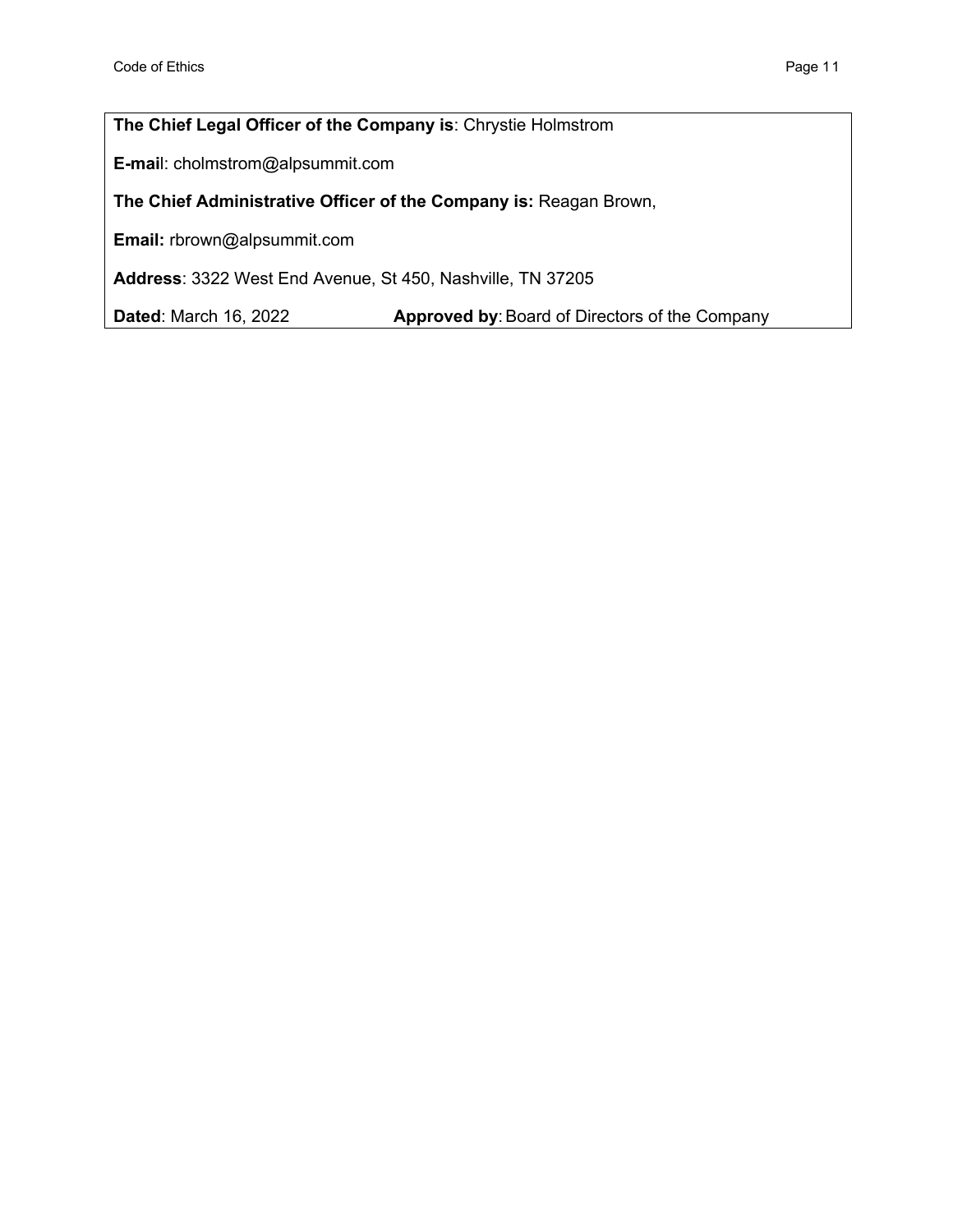**The Chief Legal Officer of the Company is**: Chrystie Holmstrom

**E-mai**l: cholmstrom@alpsummit.com

**The Chief Administrative Officer of the Company is:** Reagan Brown,

**Email:** rbrown@alpsummit.com

**Address**: 3322 West End Avenue, St 450, Nashville, TN 37205

**Dated**: March 16, 2022 **Approved by**: Board of Directors of the Company